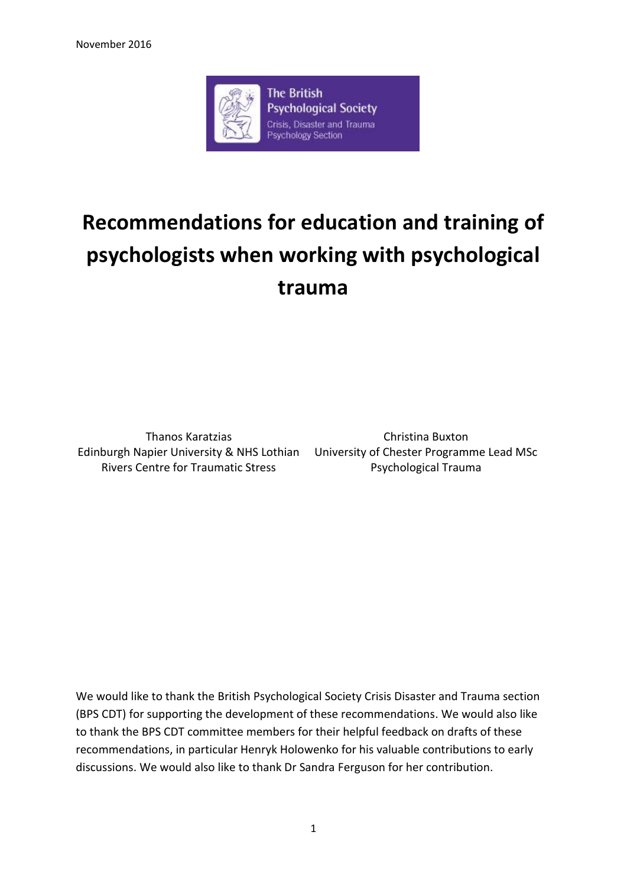November 2016

The British Psychological Society
Crisis, Disaster and Trauma Psychology Section

# Recommendations for education and training of psychologists when working with psychological trauma

Thanos Karatzias
Edinburgh Napier University & NHS Lothian Rivers Centre for Traumatic Stress

Christina Buxton
University of Chester Programme Lead MSc Psychological Trauma

We would like to thank the British Psychological Society Crisis Disaster and Trauma section (BPS CDT) for supporting the development of these recommendations. We would also like to thank the BPS CDT committee members for their helpful feedback on drafts of these recommendations, in particular Henryk Holowenko for his valuable contributions to early discussions. We would also like to thank Dr Sandra Ferguson for her contribution.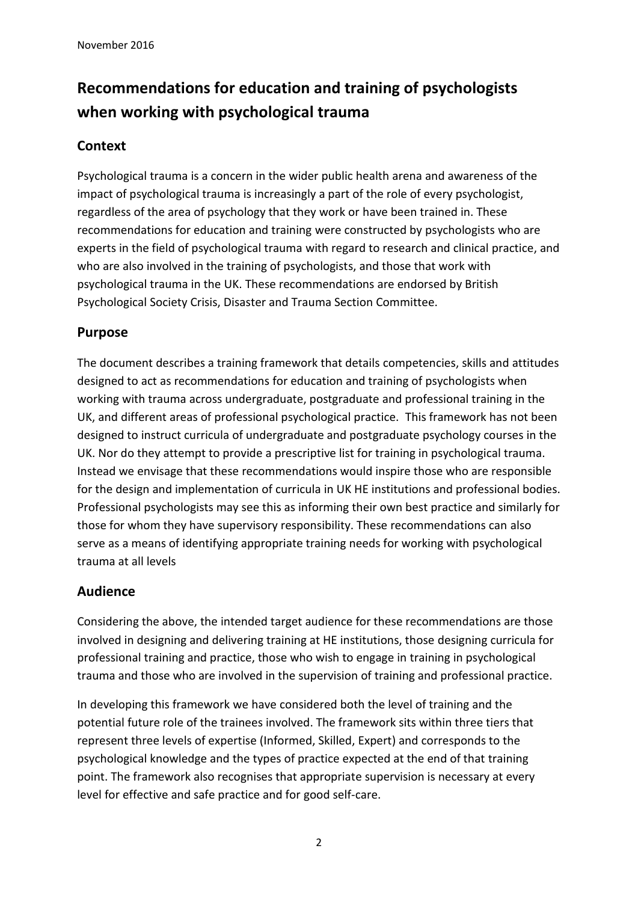November 2016

# Recommendations for education and training of psychologists when working with psychological trauma

## Context

Psychological trauma is a concern in the wider public health arena and awareness of the impact of psychological trauma is increasingly a part of the role of every psychologist, regardless of the area of psychology that they work or have been trained in. These recommendations for education and training were constructed by psychologists who are experts in the field of psychological trauma with regard to research and clinical practice, and who are also involved in the training of psychologists, and those that work with psychological trauma in the UK. These recommendations are endorsed by British Psychological Society Crisis, Disaster and Trauma Section Committee.

## Purpose

The document describes a training framework that details competencies, skills and attitudes designed to act as recommendations for education and training of psychologists when working with trauma across undergraduate, postgraduate and professional training in the UK, and different areas of professional psychological practice. This framework has not been designed to instruct curricula of undergraduate and postgraduate psychology courses in the UK. Nor do they attempt to provide a prescriptive list for training in psychological trauma. Instead we envisage that these recommendations would inspire those who are responsible for the design and implementation of curricula in UK HE institutions and professional bodies. Professional psychologists may see this as informing their own best practice and similarly for those for whom they have supervisory responsibility. These recommendations can also serve as a means of identifying appropriate training needs for working with psychological trauma at all levels

## Audience

Considering the above, the intended target audience for these recommendations are those involved in designing and delivering training at HE institutions, those designing curricula for professional training and practice, those who wish to engage in training in psychological trauma and those who are involved in the supervision of training and professional practice.

In developing this framework we have considered both the level of training and the potential future role of the trainees involved. The framework sits within three tiers that represent three levels of expertise (Informed, Skilled, Expert) and corresponds to the psychological knowledge and the types of practice expected at the end of that training point. The framework also recognises that appropriate supervision is necessary at every level for effective and safe practice and for good self-care.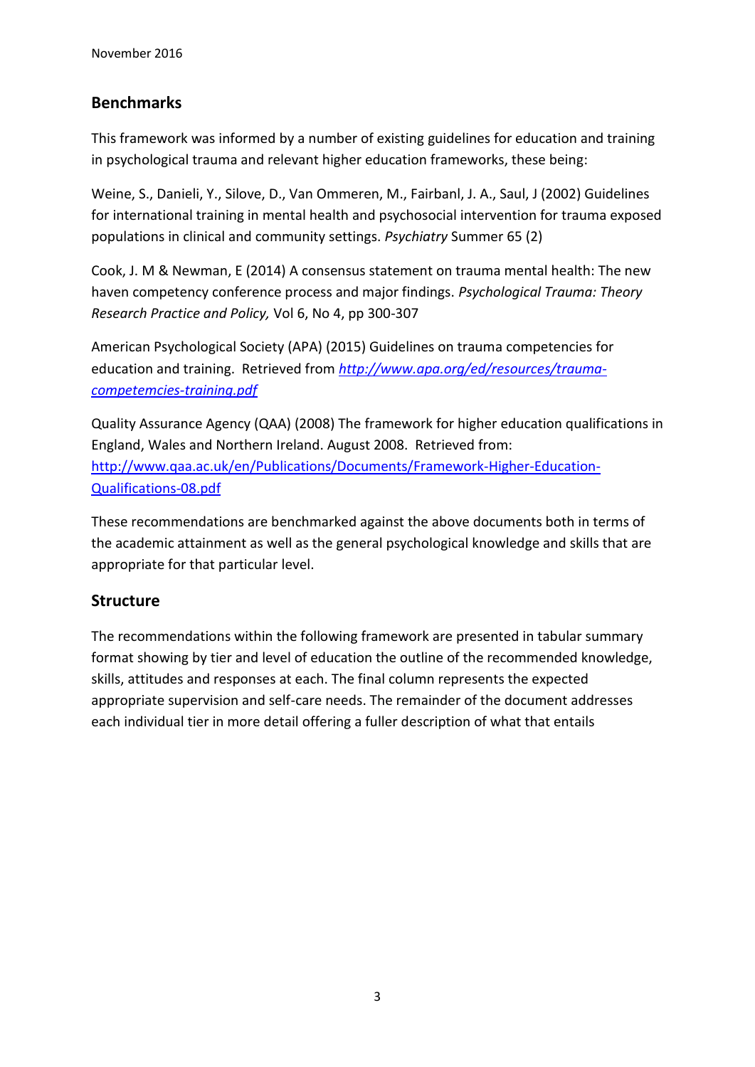## Benchmarks

This framework was informed by a number of existing guidelines for education and training in psychological trauma and relevant higher education frameworks, these being:

Weine, S., Danieli, Y., Silove, D., Van Ommeren, M., Fairbanl, J. A., Saul, J (2002) Guidelines for international training in mental health and psychosocial intervention for trauma exposed populations in clinical and community settings. *Psychiatry* Summer 65 (2)

Cook, J. M & Newman, E (2014) A consensus statement on trauma mental health: The new haven competency conference process and major findings. *Psychological Trauma: Theory Research Practice and Policy,* Vol 6, No 4, pp 300-307

American Psychological Society (APA) (2015) Guidelines on trauma competencies for education and training. Retrieved from *http://www.apa.org/ed/resources/trauma-competemcies-training.pdf*

Quality Assurance Agency (QAA) (2008) The framework for higher education qualifications in England, Wales and Northern Ireland. August 2008. Retrieved from: http://www.qaa.ac.uk/en/Publications/Documents/Framework-Higher-Education-Qualifications-08.pdf

These recommendations are benchmarked against the above documents both in terms of the academic attainment as well as the general psychological knowledge and skills that are appropriate for that particular level.

## Structure

The recommendations within the following framework are presented in tabular summary format showing by tier and level of education the outline of the recommended knowledge, skills, attitudes and responses at each. The final column represents the expected appropriate supervision and self-care needs. The remainder of the document addresses each individual tier in more detail offering a fuller description of what that entails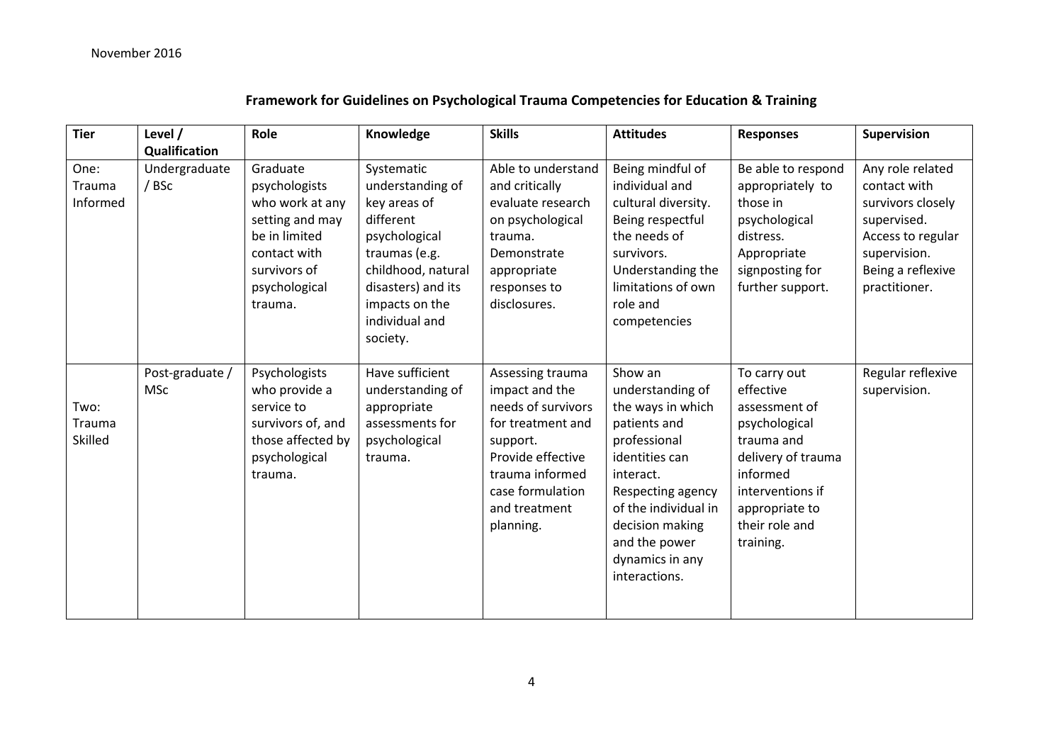November 2016

## Framework for Guidelines on Psychological Trauma Competencies for Education & Training

| Tier | Level / Qualification | Role | Knowledge | Skills | Attitudes | Responses | Supervision |
|---|---|---|---|---|---|---|---|
| One: Trauma Informed | Undergraduate / BSc | Graduate psychologists who work at any setting and may be in limited contact with survivors of psychological trauma. | Systematic understanding of key areas of different psychological traumas (e.g. childhood, natural disasters) and its impacts on the individual and society. | Able to understand and critically evaluate research on psychological trauma. Demonstrate appropriate responses to disclosures. | Being mindful of individual and cultural diversity. Being respectful the needs of survivors. Understanding the limitations of own role and competencies | Be able to respond appropriately to those in psychological distress. Appropriate signposting for further support. | Any role related contact with survivors closely supervised. Access to regular supervision. Being a reflexive practitioner. |
| Two: Trauma Skilled | Post-graduate / MSc | Psychologists who provide a service to survivors of, and those affected by psychological trauma. | Have sufficient understanding of appropriate assessments for psychological trauma. | Assessing trauma impact and the needs of survivors for treatment and support. Provide effective trauma informed case formulation and treatment planning. | Show an understanding of the ways in which patients and professional identities can interact. Respecting agency of the individual in decision making and the power dynamics in any interactions. | To carry out effective assessment of psychological trauma and delivery of trauma informed interventions if appropriate to their role and training. | Regular reflexive supervision. |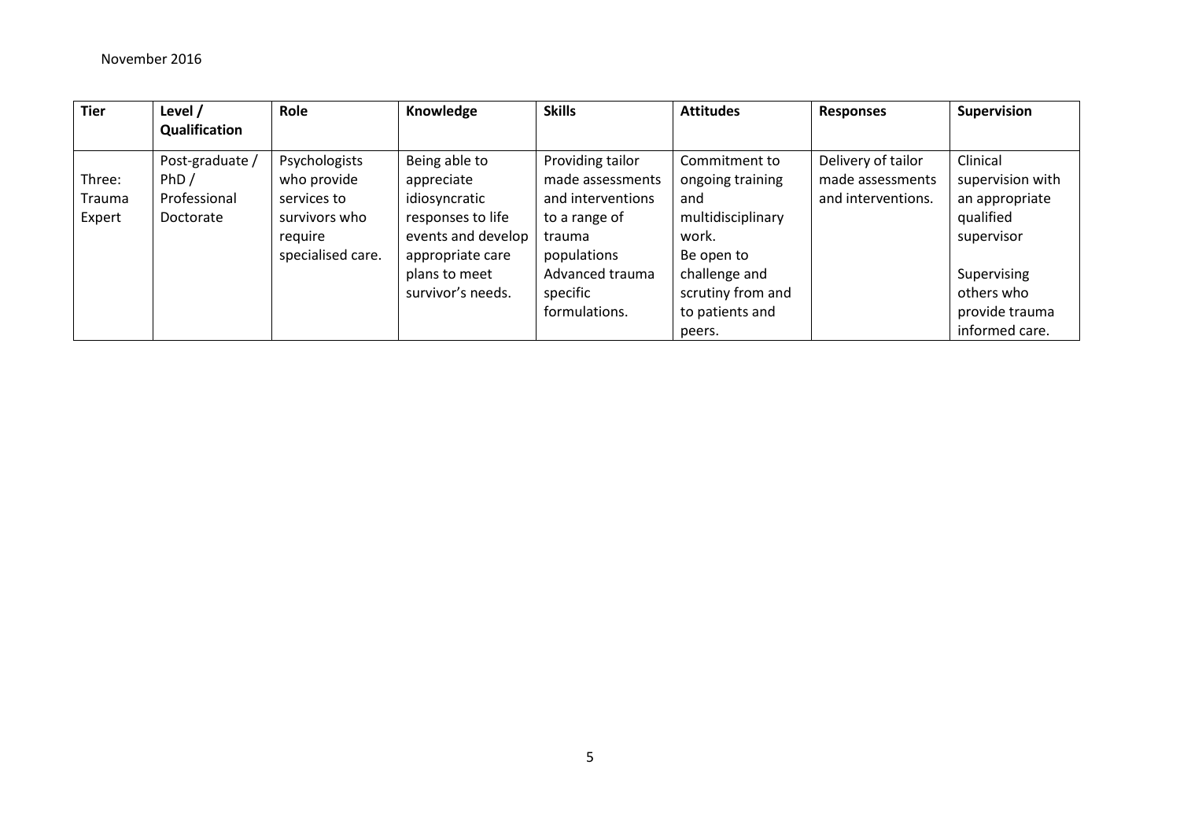| Tier | Level / Qualification | Role | Knowledge | Skills | Attitudes | Responses | Supervision |
|---|---|---|---|---|---|---|---|
| Three: Trauma Expert | Post-graduate / PhD / Professional Doctorate | Psychologists who provide services to survivors who require specialised care. | Being able to appreciate idiosyncratic responses to life events and develop appropriate care plans to meet survivor's needs. | Providing tailor made assessments and interventions to a range of trauma populations Advanced trauma specific formulations. | Commitment to ongoing training and multidisciplinary work. Be open to challenge and scrutiny from and to patients and peers. | Delivery of tailor made assessments and interventions. | Clinical supervision with an appropriate qualified supervisor Supervising others who provide trauma informed care. |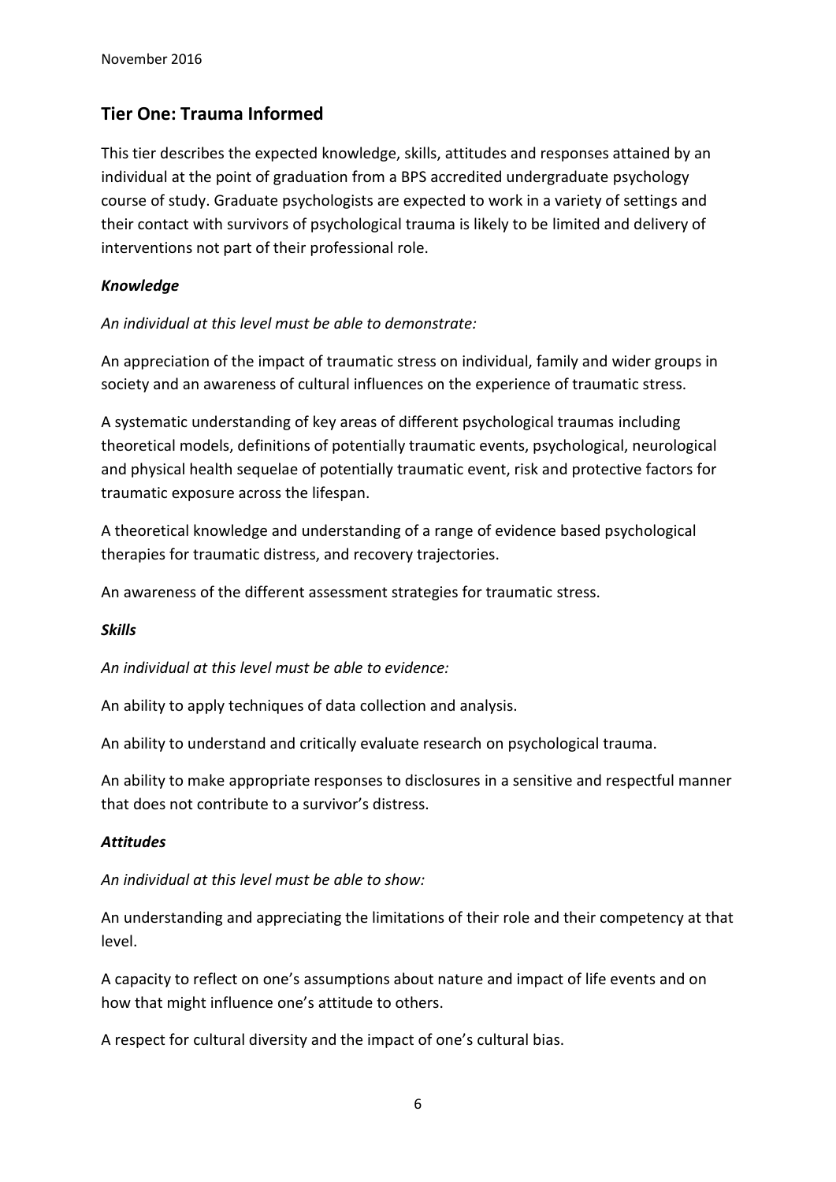## Tier One: Trauma Informed

This tier describes the expected knowledge, skills, attitudes and responses attained by an individual at the point of graduation from a BPS accredited undergraduate psychology course of study. Graduate psychologists are expected to work in a variety of settings and their contact with survivors of psychological trauma is likely to be limited and delivery of interventions not part of their professional role.

### *Knowledge*

*An individual at this level must be able to demonstrate:*

An appreciation of the impact of traumatic stress on individual, family and wider groups in society and an awareness of cultural influences on the experience of traumatic stress.

A systematic understanding of key areas of different psychological traumas including theoretical models, definitions of potentially traumatic events, psychological, neurological and physical health sequelae of potentially traumatic event, risk and protective factors for traumatic exposure across the lifespan.

A theoretical knowledge and understanding of a range of evidence based psychological therapies for traumatic distress, and recovery trajectories.

An awareness of the different assessment strategies for traumatic stress.

### *Skills*

*An individual at this level must be able to evidence:*

An ability to apply techniques of data collection and analysis.

An ability to understand and critically evaluate research on psychological trauma.

An ability to make appropriate responses to disclosures in a sensitive and respectful manner that does not contribute to a survivor's distress.

### *Attitudes*

*An individual at this level must be able to show:*

An understanding and appreciating the limitations of their role and their competency at that level.

A capacity to reflect on one's assumptions about nature and impact of life events and on how that might influence one's attitude to others.

A respect for cultural diversity and the impact of one's cultural bias.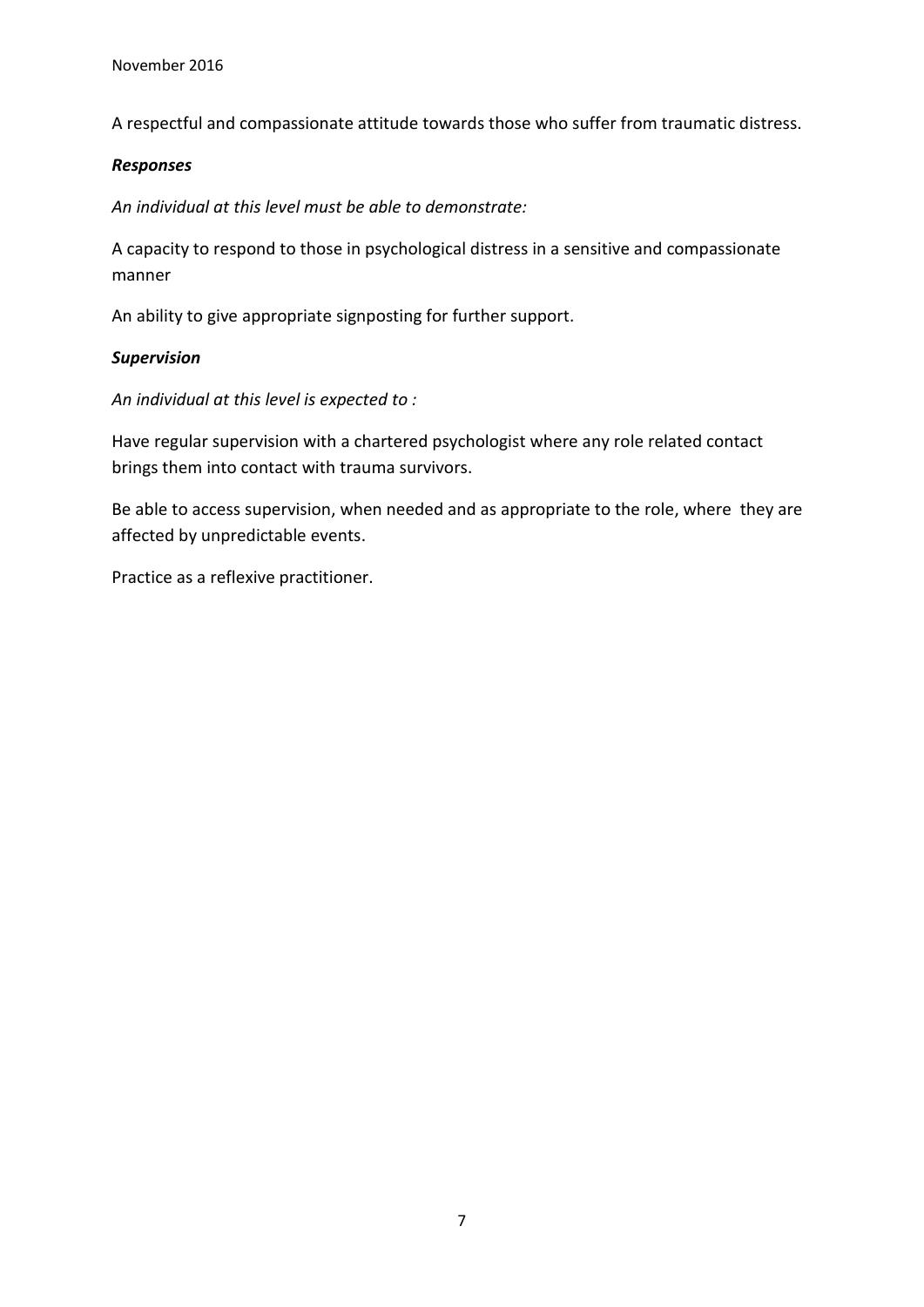A respectful and compassionate attitude towards those who suffer from traumatic distress.

***Responses***

*An individual at this level must be able to demonstrate:*

A capacity to respond to those in psychological distress in a sensitive and compassionate manner

An ability to give appropriate signposting for further support.

***Supervision***

*An individual at this level is expected to :*

Have regular supervision with a chartered psychologist where any role related contact brings them into contact with trauma survivors.

Be able to access supervision, when needed and as appropriate to the role, where they are affected by unpredictable events.

Practice as a reflexive practitioner.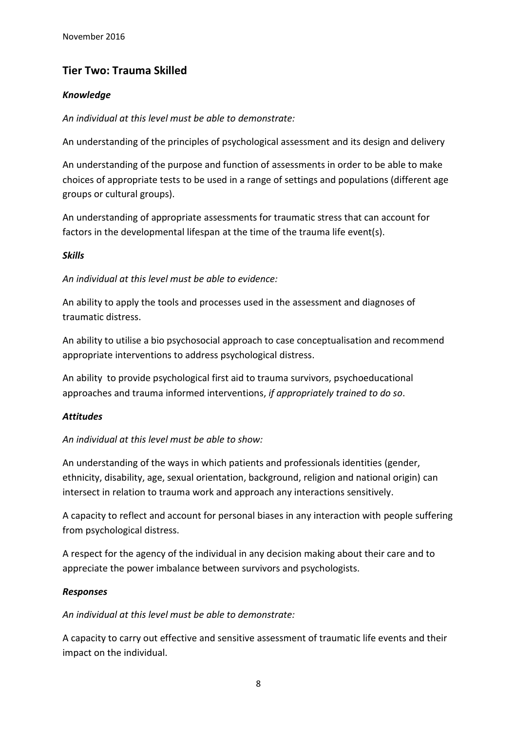## Tier Two: Trauma Skilled

### *Knowledge*

*An individual at this level must be able to demonstrate:*

An understanding of the principles of psychological assessment and its design and delivery

An understanding of the purpose and function of assessments in order to be able to make choices of appropriate tests to be used in a range of settings and populations (different age groups or cultural groups).

An understanding of appropriate assessments for traumatic stress that can account for factors in the developmental lifespan at the time of the trauma life event(s).

### *Skills*

*An individual at this level must be able to evidence:*

An ability to apply the tools and processes used in the assessment and diagnoses of traumatic distress.

An ability to utilise a bio psychosocial approach to case conceptualisation and recommend appropriate interventions to address psychological distress.

An ability to provide psychological first aid to trauma survivors, psychoeducational approaches and trauma informed interventions, *if appropriately trained to do so*.

### *Attitudes*

*An individual at this level must be able to show:*

An understanding of the ways in which patients and professionals identities (gender, ethnicity, disability, age, sexual orientation, background, religion and national origin) can intersect in relation to trauma work and approach any interactions sensitively.

A capacity to reflect and account for personal biases in any interaction with people suffering from psychological distress.

A respect for the agency of the individual in any decision making about their care and to appreciate the power imbalance between survivors and psychologists.

### *Responses*

*An individual at this level must be able to demonstrate:*

A capacity to carry out effective and sensitive assessment of traumatic life events and their impact on the individual.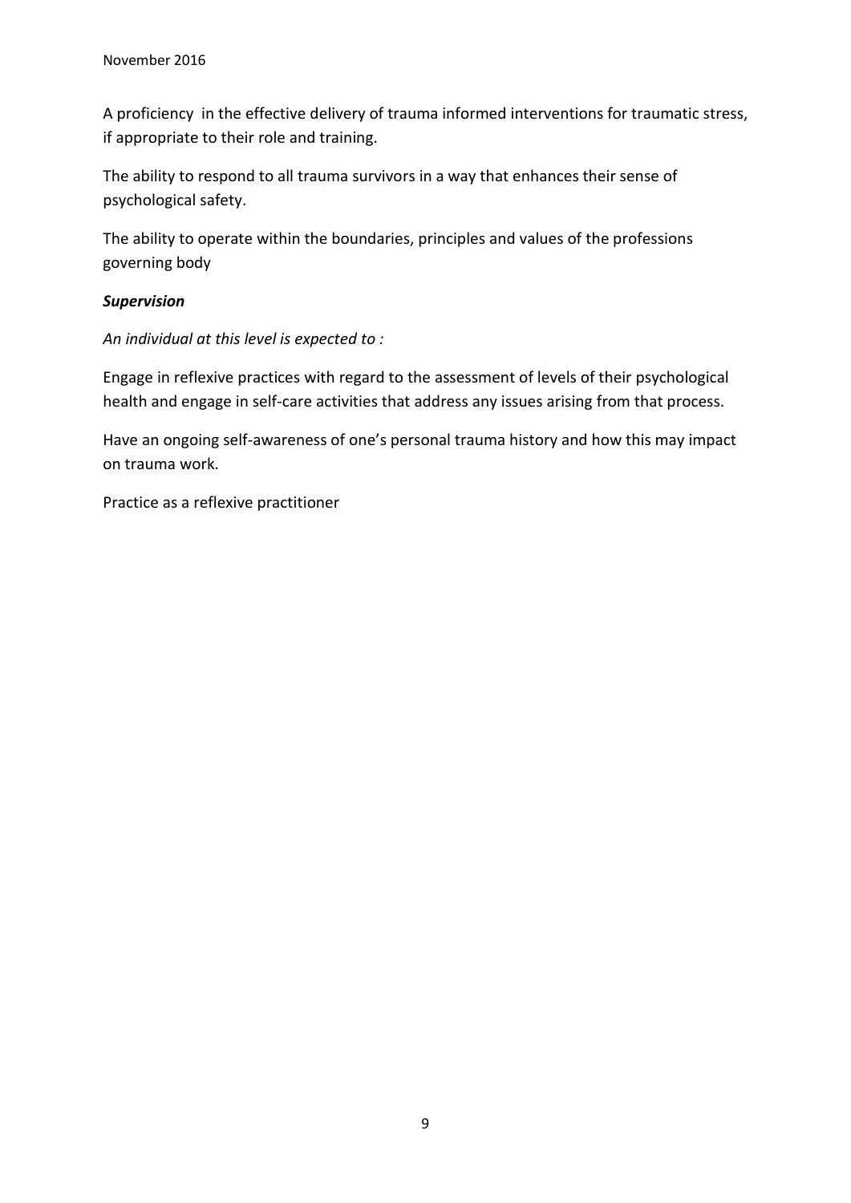A proficiency  in the effective delivery of trauma informed interventions for traumatic stress, if appropriate to their role and training.

The ability to respond to all trauma survivors in a way that enhances their sense of psychological safety.

The ability to operate within the boundaries, principles and values of the professions governing body

***Supervision***

*An individual at this level is expected to :*

Engage in reflexive practices with regard to the assessment of levels of their psychological health and engage in self-care activities that address any issues arising from that process.

Have an ongoing self-awareness of one's personal trauma history and how this may impact on trauma work.

Practice as a reflexive practitioner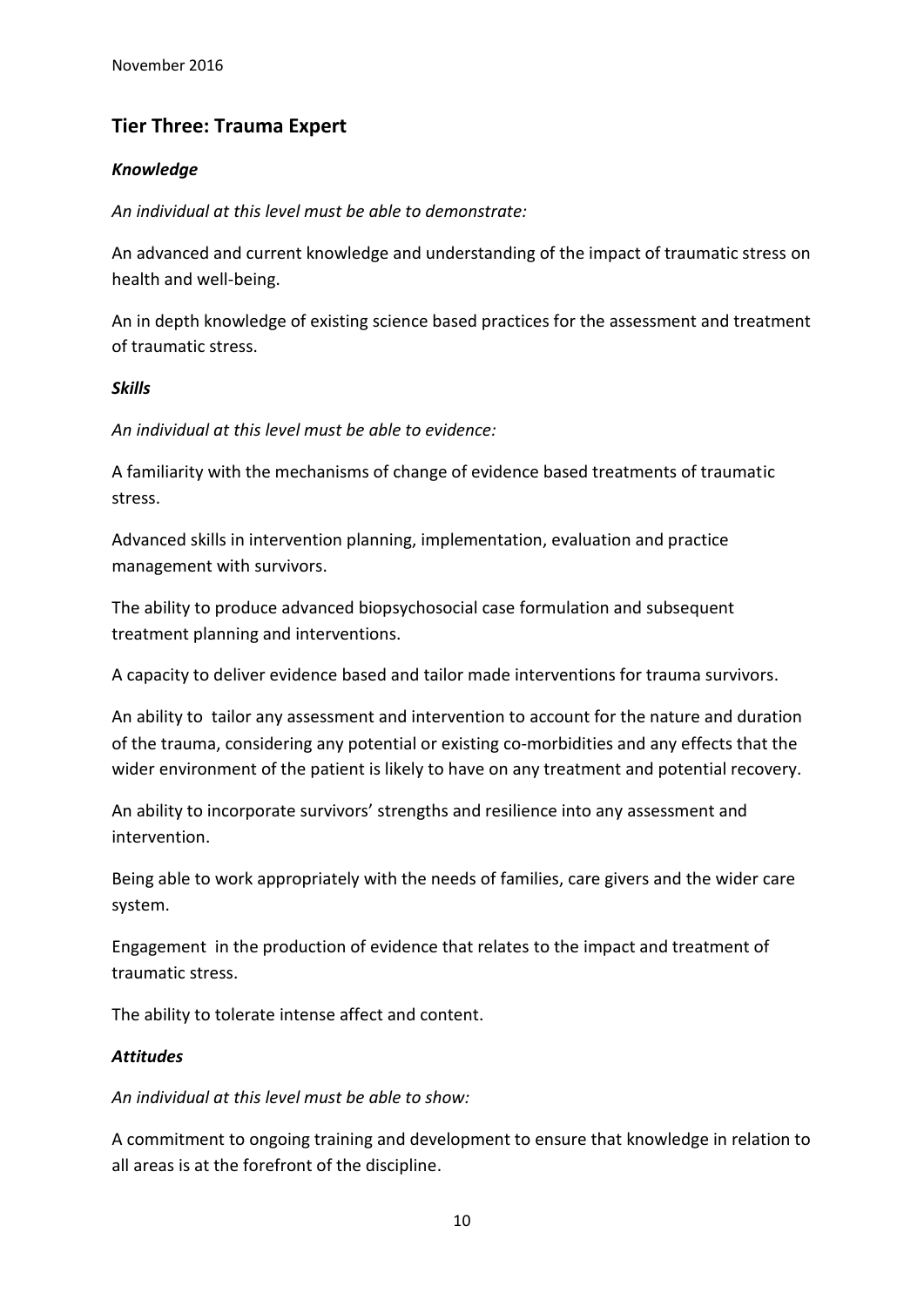## Tier Three: Trauma Expert

### *Knowledge*

*An individual at this level must be able to demonstrate:*

An advanced and current knowledge and understanding of the impact of traumatic stress on health and well-being.

An in depth knowledge of existing science based practices for the assessment and treatment of traumatic stress.

### *Skills*

*An individual at this level must be able to evidence:*

A familiarity with the mechanisms of change of evidence based treatments of traumatic stress.

Advanced skills in intervention planning, implementation, evaluation and practice management with survivors.

The ability to produce advanced biopsychosocial case formulation and subsequent treatment planning and interventions.

A capacity to deliver evidence based and tailor made interventions for trauma survivors.

An ability to tailor any assessment and intervention to account for the nature and duration of the trauma, considering any potential or existing co-morbidities and any effects that the wider environment of the patient is likely to have on any treatment and potential recovery.

An ability to incorporate survivors' strengths and resilience into any assessment and intervention.

Being able to work appropriately with the needs of families, care givers and the wider care system.

Engagement in the production of evidence that relates to the impact and treatment of traumatic stress.

The ability to tolerate intense affect and content.

### *Attitudes*

*An individual at this level must be able to show:*

A commitment to ongoing training and development to ensure that knowledge in relation to all areas is at the forefront of the discipline.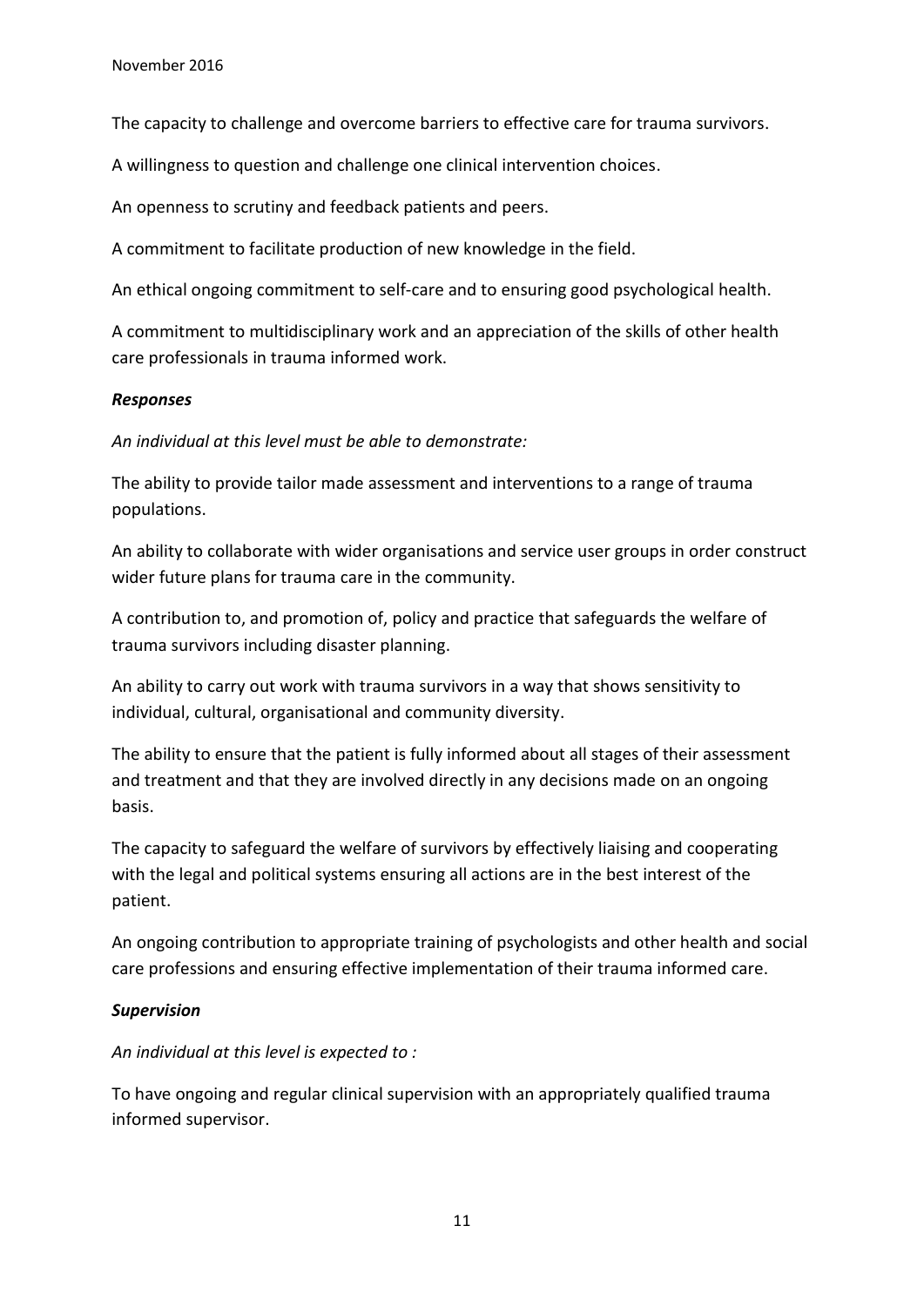The capacity to challenge and overcome barriers to effective care for trauma survivors.

A willingness to question and challenge one clinical intervention choices.

An openness to scrutiny and feedback patients and peers.

A commitment to facilitate production of new knowledge in the field.

An ethical ongoing commitment to self-care and to ensuring good psychological health.

A commitment to multidisciplinary work and an appreciation of the skills of other health care professionals in trauma informed work.

***Responses***

*An individual at this level must be able to demonstrate:*

The ability to provide tailor made assessment and interventions to a range of trauma populations.

An ability to collaborate with wider organisations and service user groups in order construct wider future plans for trauma care in the community.

A contribution to, and promotion of, policy and practice that safeguards the welfare of trauma survivors including disaster planning.

An ability to carry out work with trauma survivors in a way that shows sensitivity to individual, cultural, organisational and community diversity.

The ability to ensure that the patient is fully informed about all stages of their assessment and treatment and that they are involved directly in any decisions made on an ongoing basis.

The capacity to safeguard the welfare of survivors by effectively liaising and cooperating with the legal and political systems ensuring all actions are in the best interest of the patient.

An ongoing contribution to appropriate training of psychologists and other health and social care professions and ensuring effective implementation of their trauma informed care.

***Supervision***

*An individual at this level is expected to :*

To have ongoing and regular clinical supervision with an appropriately qualified trauma informed supervisor.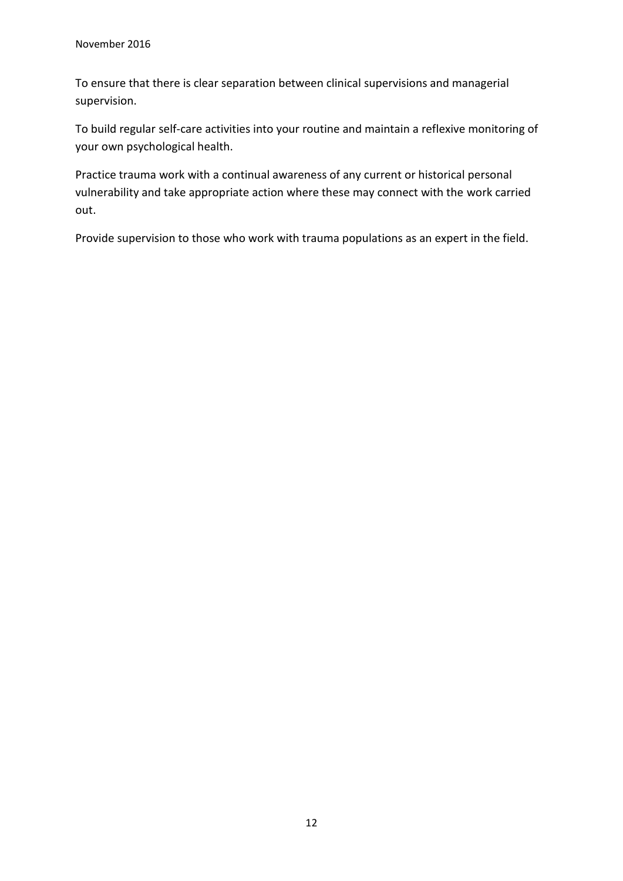To ensure that there is clear separation between clinical supervisions and managerial supervision.

To build regular self-care activities into your routine and maintain a reflexive monitoring of your own psychological health.

Practice trauma work with a continual awareness of any current or historical personal vulnerability and take appropriate action where these may connect with the work carried out.

Provide supervision to those who work with trauma populations as an expert in the field.